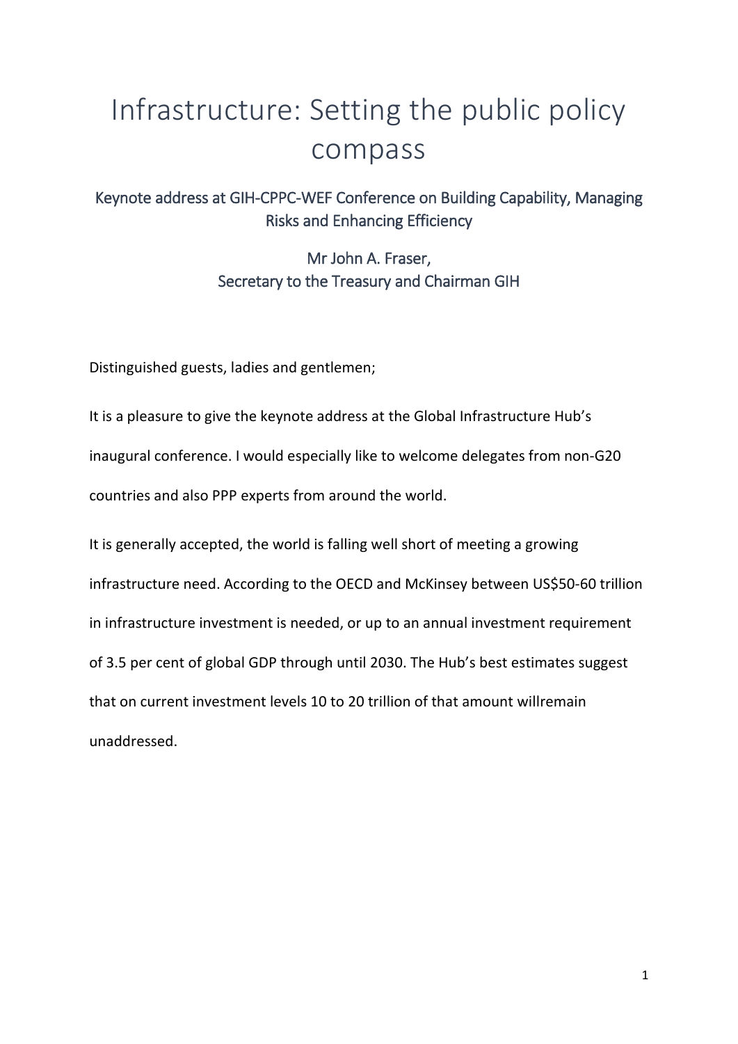# Infrastructure: Setting the public policy compass

## Keynote address at GIH-CPPC-WEF Conference on Building Capability, Managing Risks and Enhancing Efficiency

Mr John A. Fraser,
Secretary to the Treasury and Chairman GIH

Distinguished guests, ladies and gentlemen;

It is a pleasure to give the keynote address at the Global Infrastructure Hub's inaugural conference. I would especially like to welcome delegates from non-G20 countries and also PPP experts from around the world.

It is generally accepted, the world is falling well short of meeting a growing infrastructure need. According to the OECD and McKinsey between US$50-60 trillion in infrastructure investment is needed, or up to an annual investment requirement of 3.5 per cent of global GDP through until 2030. The Hub's best estimates suggest that on current investment levels 10 to 20 trillion of that amount willremain unaddressed.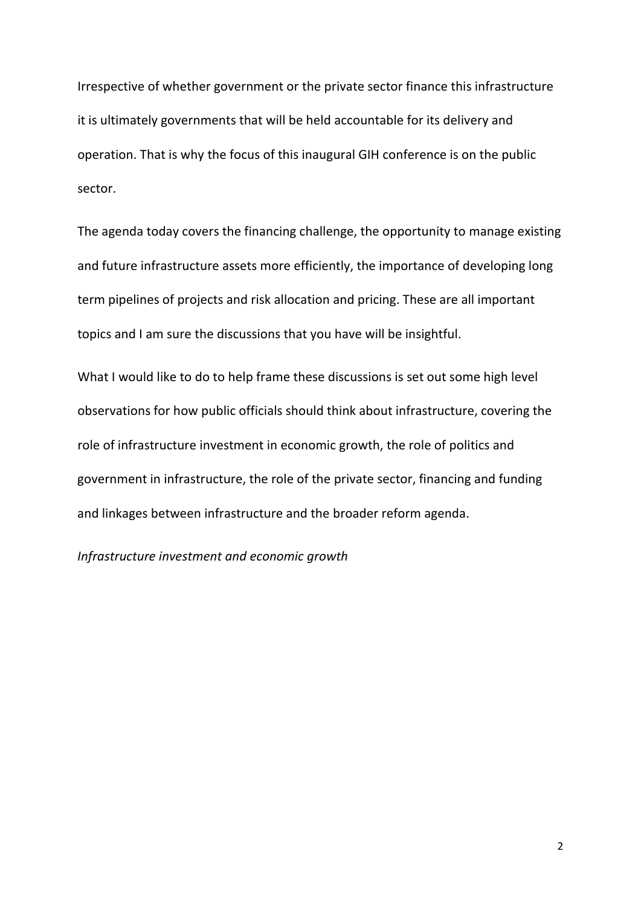Irrespective of whether government or the private sector finance this infrastructure it is ultimately governments that will be held accountable for its delivery and operation. That is why the focus of this inaugural GIH conference is on the public sector.

The agenda today covers the financing challenge, the opportunity to manage existing and future infrastructure assets more efficiently, the importance of developing long term pipelines of projects and risk allocation and pricing. These are all important topics and I am sure the discussions that you have will be insightful.

What I would like to do to help frame these discussions is set out some high level observations for how public officials should think about infrastructure, covering the role of infrastructure investment in economic growth, the role of politics and government in infrastructure, the role of the private sector, financing and funding and linkages between infrastructure and the broader reform agenda.

*Infrastructure investment and economic growth*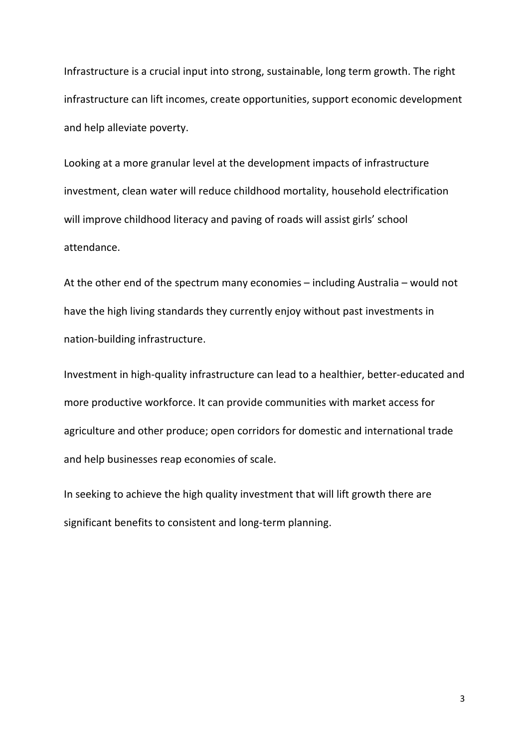Infrastructure is a crucial input into strong, sustainable, long term growth. The right infrastructure can lift incomes, create opportunities, support economic development and help alleviate poverty.

Looking at a more granular level at the development impacts of infrastructure investment, clean water will reduce childhood mortality, household electrification will improve childhood literacy and paving of roads will assist girls' school attendance.

At the other end of the spectrum many economies – including Australia – would not have the high living standards they currently enjoy without past investments in nation-building infrastructure.

Investment in high-quality infrastructure can lead to a healthier, better-educated and more productive workforce. It can provide communities with market access for agriculture and other produce; open corridors for domestic and international trade and help businesses reap economies of scale.

In seeking to achieve the high quality investment that will lift growth there are significant benefits to consistent and long-term planning.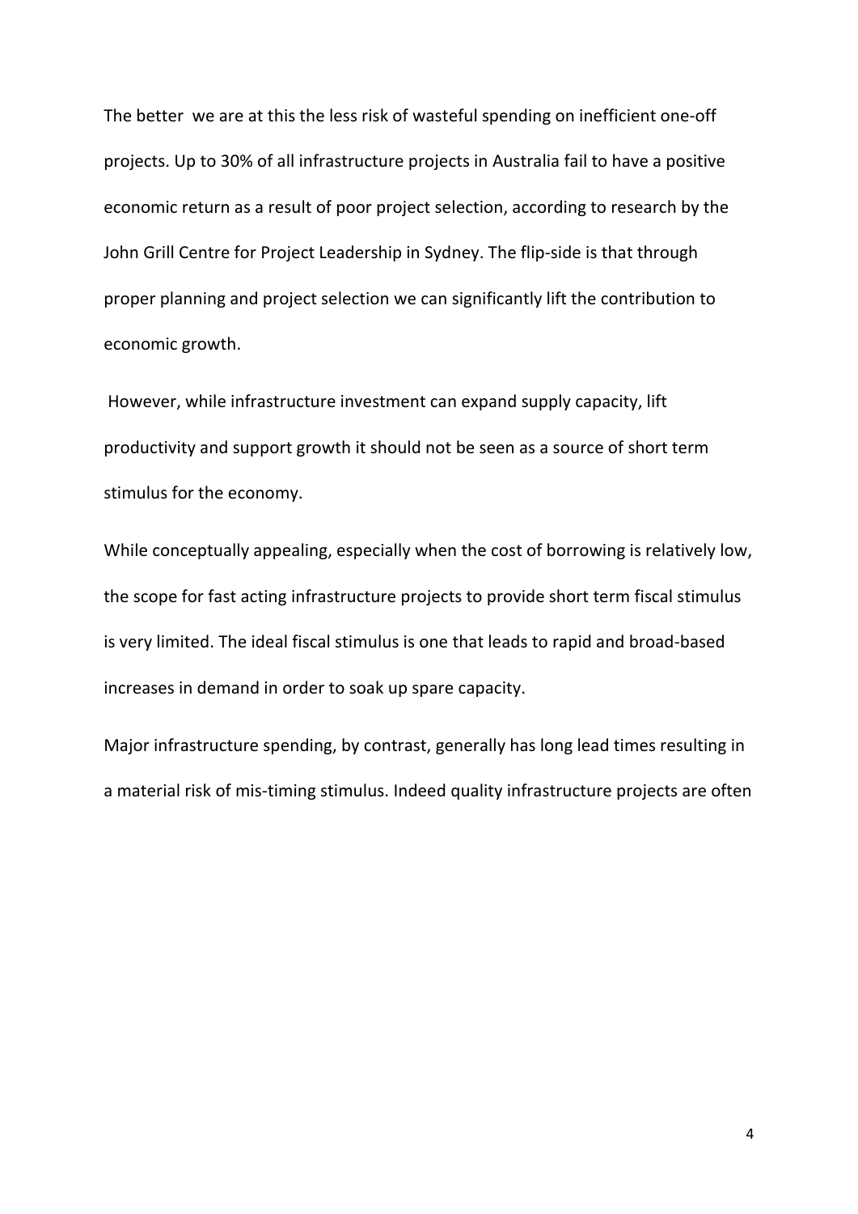The better we are at this the less risk of wasteful spending on inefficient one-off projects. Up to 30% of all infrastructure projects in Australia fail to have a positive economic return as a result of poor project selection, according to research by the John Grill Centre for Project Leadership in Sydney. The flip-side is that through proper planning and project selection we can significantly lift the contribution to economic growth.

However, while infrastructure investment can expand supply capacity, lift productivity and support growth it should not be seen as a source of short term stimulus for the economy.

While conceptually appealing, especially when the cost of borrowing is relatively low, the scope for fast acting infrastructure projects to provide short term fiscal stimulus is very limited. The ideal fiscal stimulus is one that leads to rapid and broad-based increases in demand in order to soak up spare capacity.

Major infrastructure spending, by contrast, generally has long lead times resulting in a material risk of mis-timing stimulus. Indeed quality infrastructure projects are often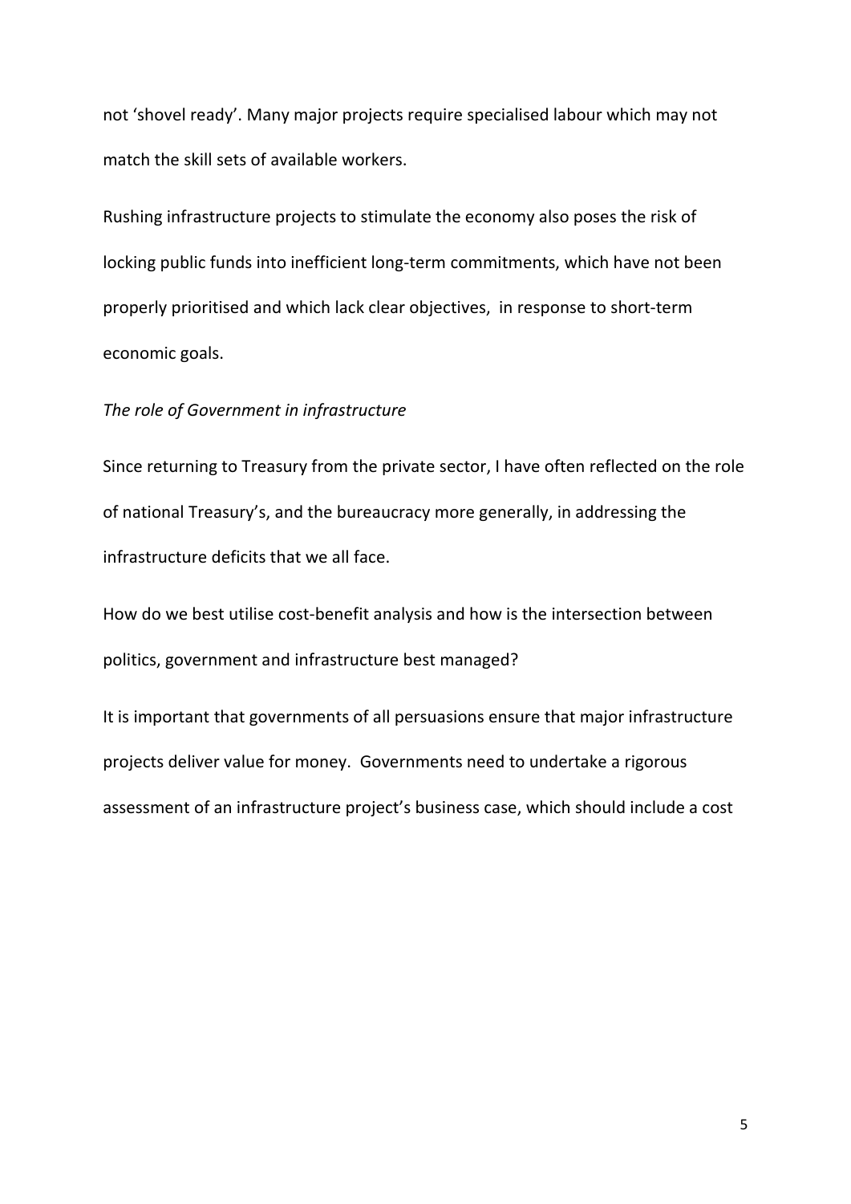not 'shovel ready'. Many major projects require specialised labour which may not match the skill sets of available workers.

Rushing infrastructure projects to stimulate the economy also poses the risk of locking public funds into inefficient long-term commitments, which have not been properly prioritised and which lack clear objectives, in response to short-term economic goals.

*The role of Government in infrastructure*

Since returning to Treasury from the private sector, I have often reflected on the role of national Treasury's, and the bureaucracy more generally, in addressing the infrastructure deficits that we all face.

How do we best utilise cost-benefit analysis and how is the intersection between politics, government and infrastructure best managed?

It is important that governments of all persuasions ensure that major infrastructure projects deliver value for money. Governments need to undertake a rigorous assessment of an infrastructure project's business case, which should include a cost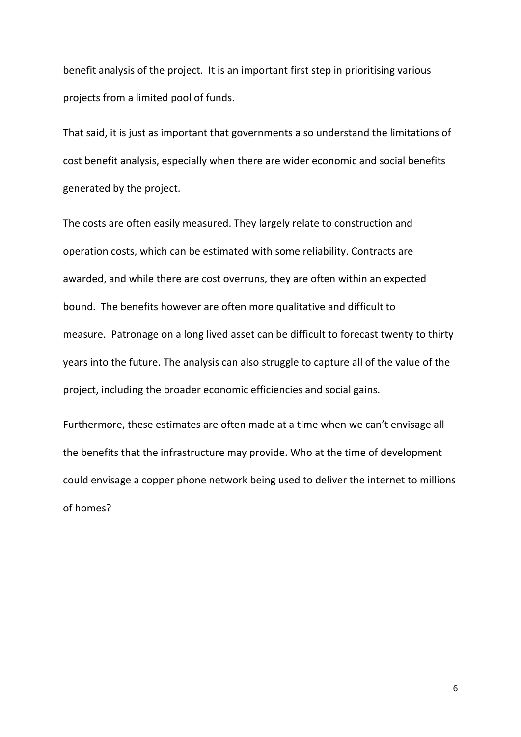benefit analysis of the project. It is an important first step in prioritising various projects from a limited pool of funds.

That said, it is just as important that governments also understand the limitations of cost benefit analysis, especially when there are wider economic and social benefits generated by the project.

The costs are often easily measured. They largely relate to construction and operation costs, which can be estimated with some reliability. Contracts are awarded, and while there are cost overruns, they are often within an expected bound. The benefits however are often more qualitative and difficult to measure. Patronage on a long lived asset can be difficult to forecast twenty to thirty years into the future. The analysis can also struggle to capture all of the value of the project, including the broader economic efficiencies and social gains.

Furthermore, these estimates are often made at a time when we can't envisage all the benefits that the infrastructure may provide. Who at the time of development could envisage a copper phone network being used to deliver the internet to millions of homes?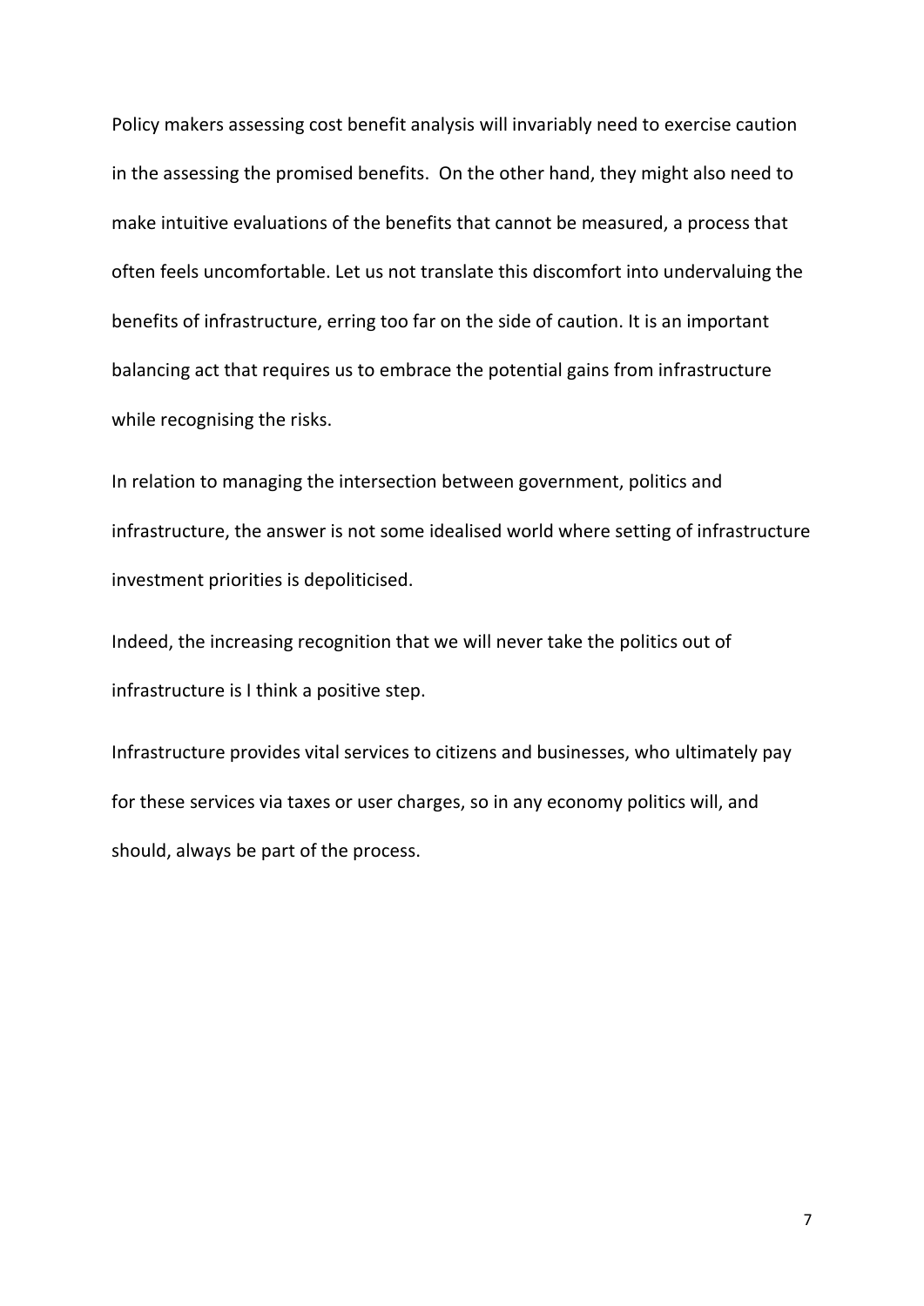Policy makers assessing cost benefit analysis will invariably need to exercise caution in the assessing the promised benefits.  On the other hand, they might also need to make intuitive evaluations of the benefits that cannot be measured, a process that often feels uncomfortable. Let us not translate this discomfort into undervaluing the benefits of infrastructure, erring too far on the side of caution. It is an important balancing act that requires us to embrace the potential gains from infrastructure while recognising the risks.

In relation to managing the intersection between government, politics and infrastructure, the answer is not some idealised world where setting of infrastructure investment priorities is depoliticised.

Indeed, the increasing recognition that we will never take the politics out of infrastructure is I think a positive step.

Infrastructure provides vital services to citizens and businesses, who ultimately pay for these services via taxes or user charges, so in any economy politics will, and should, always be part of the process.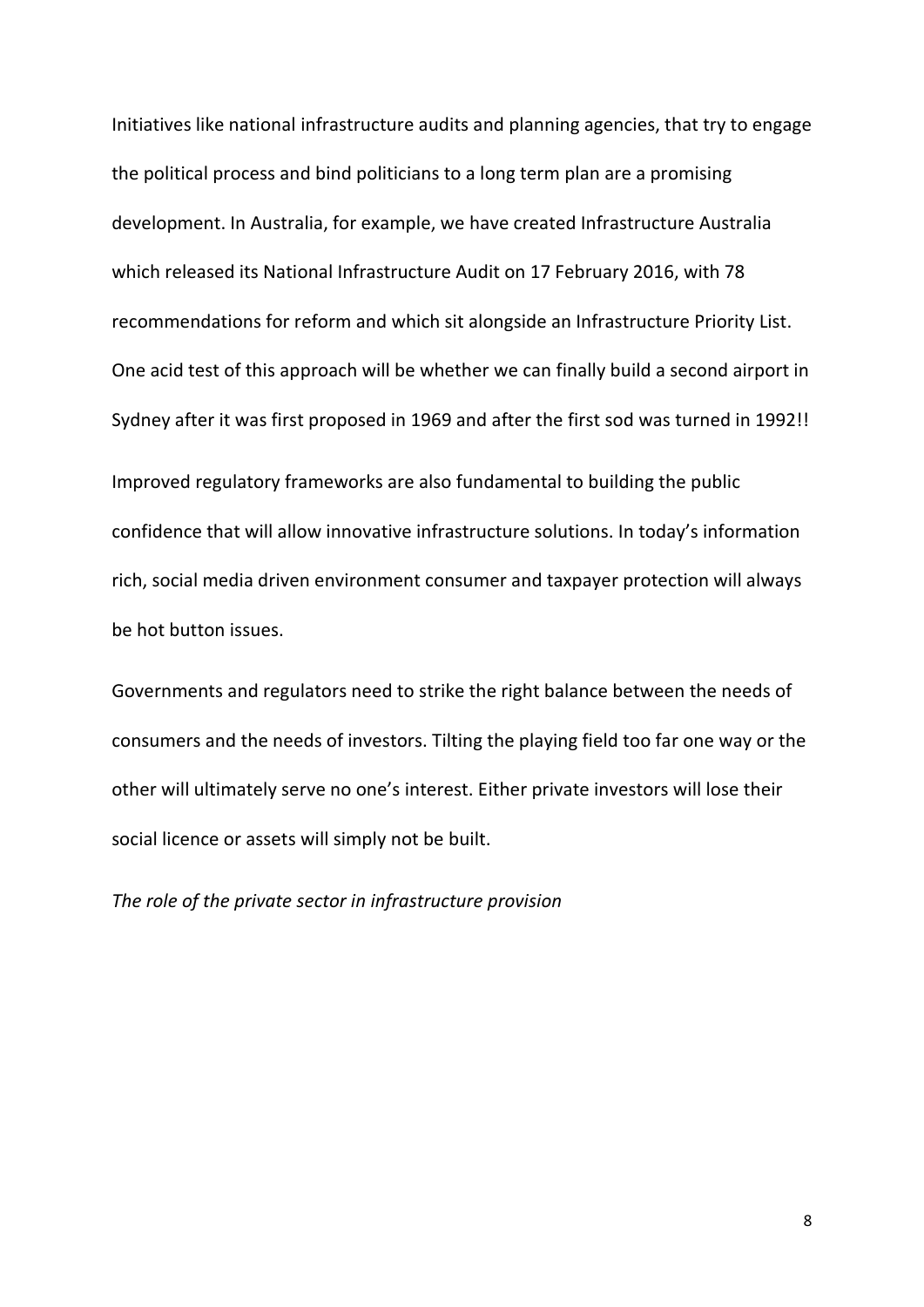Initiatives like national infrastructure audits and planning agencies, that try to engage the political process and bind politicians to a long term plan are a promising development. In Australia, for example, we have created Infrastructure Australia which released its National Infrastructure Audit on 17 February 2016, with 78 recommendations for reform and which sit alongside an Infrastructure Priority List. One acid test of this approach will be whether we can finally build a second airport in Sydney after it was first proposed in 1969 and after the first sod was turned in 1992!!

Improved regulatory frameworks are also fundamental to building the public confidence that will allow innovative infrastructure solutions. In today's information rich, social media driven environment consumer and taxpayer protection will always be hot button issues.

Governments and regulators need to strike the right balance between the needs of consumers and the needs of investors. Tilting the playing field too far one way or the other will ultimately serve no one's interest. Either private investors will lose their social licence or assets will simply not be built.

*The role of the private sector in infrastructure provision*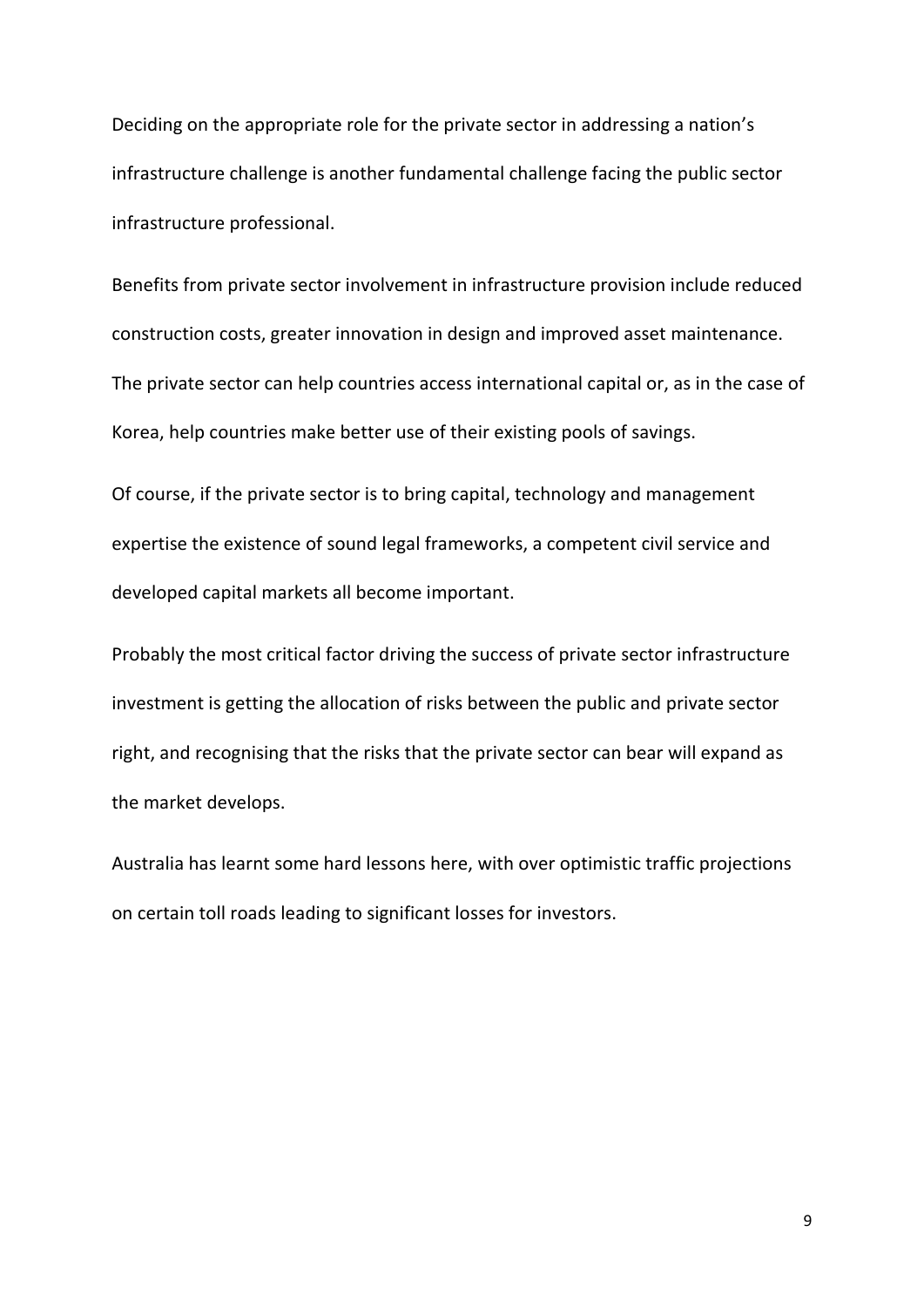Deciding on the appropriate role for the private sector in addressing a nation's infrastructure challenge is another fundamental challenge facing the public sector infrastructure professional.

Benefits from private sector involvement in infrastructure provision include reduced construction costs, greater innovation in design and improved asset maintenance. The private sector can help countries access international capital or, as in the case of Korea, help countries make better use of their existing pools of savings.

Of course, if the private sector is to bring capital, technology and management expertise the existence of sound legal frameworks, a competent civil service and developed capital markets all become important.

Probably the most critical factor driving the success of private sector infrastructure investment is getting the allocation of risks between the public and private sector right, and recognising that the risks that the private sector can bear will expand as the market develops.

Australia has learnt some hard lessons here, with over optimistic traffic projections on certain toll roads leading to significant losses for investors.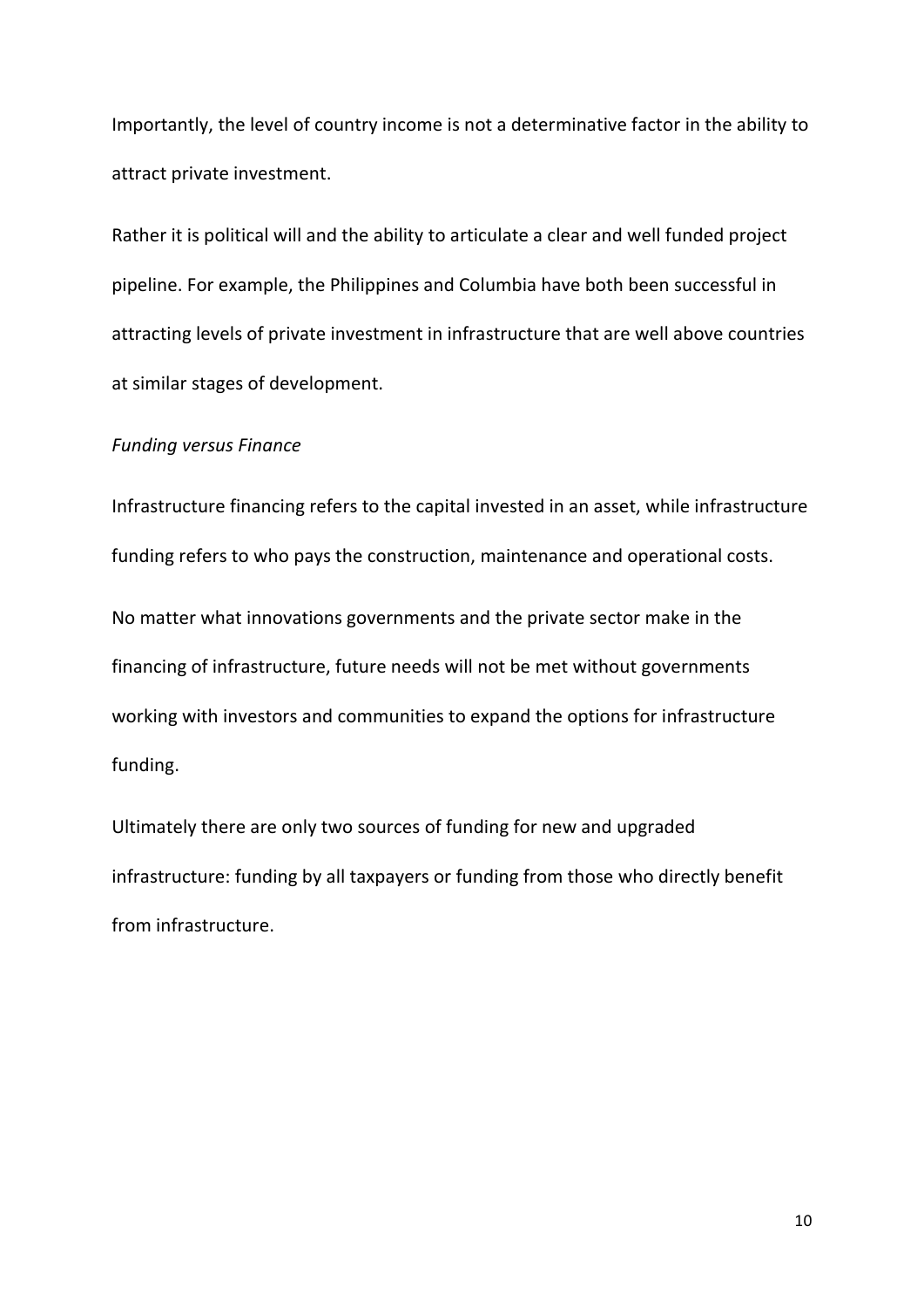Importantly, the level of country income is not a determinative factor in the ability to attract private investment.

Rather it is political will and the ability to articulate a clear and well funded project pipeline. For example, the Philippines and Columbia have both been successful in attracting levels of private investment in infrastructure that are well above countries at similar stages of development.

*Funding versus Finance*

Infrastructure financing refers to the capital invested in an asset, while infrastructure funding refers to who pays the construction, maintenance and operational costs.

No matter what innovations governments and the private sector make in the financing of infrastructure, future needs will not be met without governments working with investors and communities to expand the options for infrastructure funding.

Ultimately there are only two sources of funding for new and upgraded infrastructure: funding by all taxpayers or funding from those who directly benefit from infrastructure.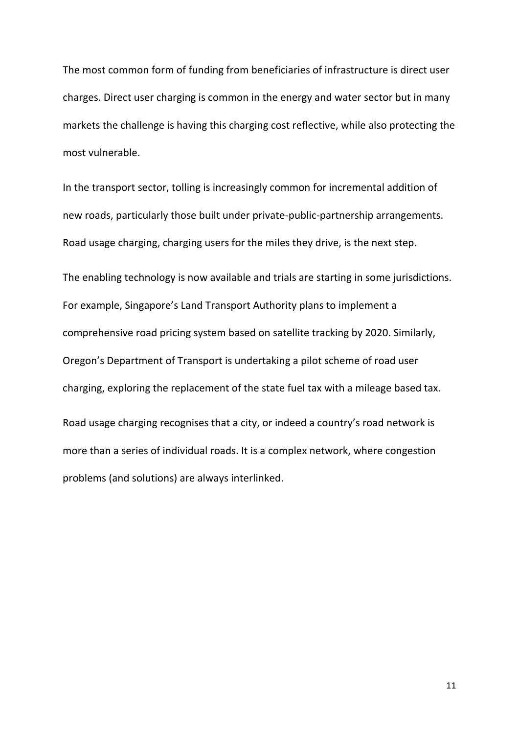The most common form of funding from beneficiaries of infrastructure is direct user charges. Direct user charging is common in the energy and water sector but in many markets the challenge is having this charging cost reflective, while also protecting the most vulnerable.

In the transport sector, tolling is increasingly common for incremental addition of new roads, particularly those built under private-public-partnership arrangements. Road usage charging, charging users for the miles they drive, is the next step.

The enabling technology is now available and trials are starting in some jurisdictions. For example, Singapore's Land Transport Authority plans to implement a comprehensive road pricing system based on satellite tracking by 2020. Similarly, Oregon's Department of Transport is undertaking a pilot scheme of road user charging, exploring the replacement of the state fuel tax with a mileage based tax.

Road usage charging recognises that a city, or indeed a country's road network is more than a series of individual roads. It is a complex network, where congestion problems (and solutions) are always interlinked.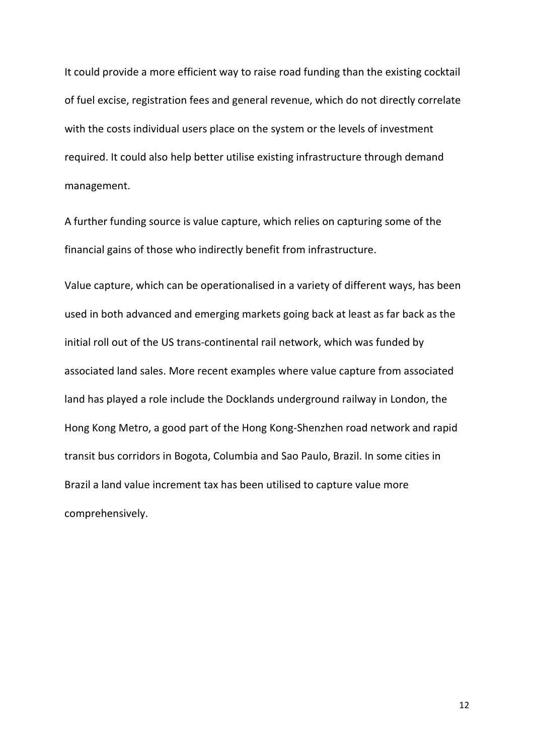It could provide a more efficient way to raise road funding than the existing cocktail of fuel excise, registration fees and general revenue, which do not directly correlate with the costs individual users place on the system or the levels of investment required. It could also help better utilise existing infrastructure through demand management.

A further funding source is value capture, which relies on capturing some of the financial gains of those who indirectly benefit from infrastructure.

Value capture, which can be operationalised in a variety of different ways, has been used in both advanced and emerging markets going back at least as far back as the initial roll out of the US trans-continental rail network, which was funded by associated land sales. More recent examples where value capture from associated land has played a role include the Docklands underground railway in London, the Hong Kong Metro, a good part of the Hong Kong-Shenzhen road network and rapid transit bus corridors in Bogota, Columbia and Sao Paulo, Brazil. In some cities in Brazil a land value increment tax has been utilised to capture value more comprehensively.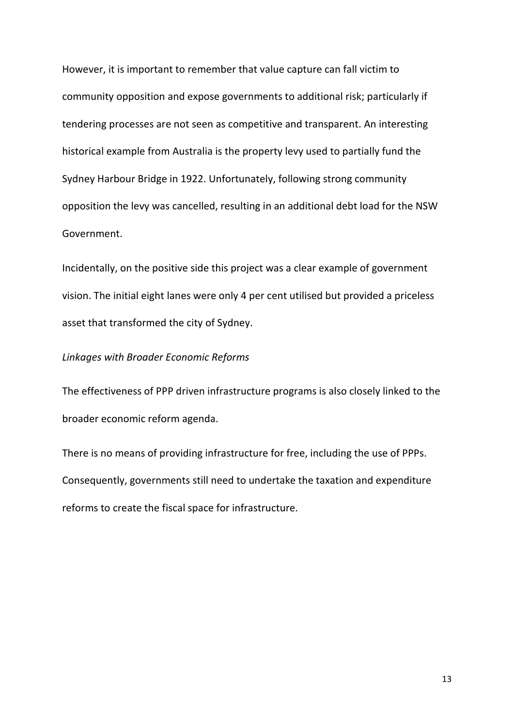However, it is important to remember that value capture can fall victim to community opposition and expose governments to additional risk; particularly if tendering processes are not seen as competitive and transparent. An interesting historical example from Australia is the property levy used to partially fund the Sydney Harbour Bridge in 1922. Unfortunately, following strong community opposition the levy was cancelled, resulting in an additional debt load for the NSW Government.

Incidentally, on the positive side this project was a clear example of government vision. The initial eight lanes were only 4 per cent utilised but provided a priceless asset that transformed the city of Sydney.

*Linkages with Broader Economic Reforms*

The effectiveness of PPP driven infrastructure programs is also closely linked to the broader economic reform agenda.

There is no means of providing infrastructure for free, including the use of PPPs. Consequently, governments still need to undertake the taxation and expenditure reforms to create the fiscal space for infrastructure.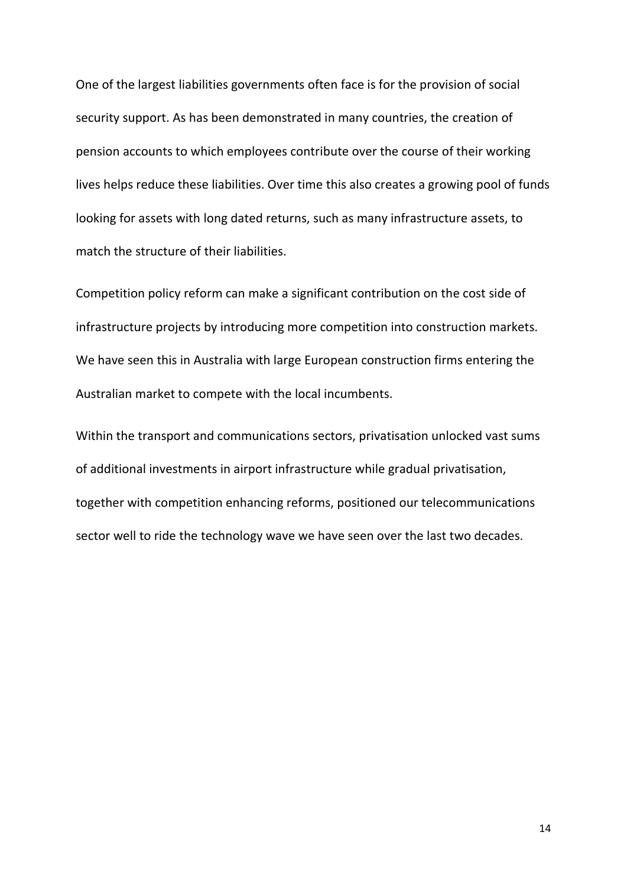One of the largest liabilities governments often face is for the provision of social security support. As has been demonstrated in many countries, the creation of pension accounts to which employees contribute over the course of their working lives helps reduce these liabilities. Over time this also creates a growing pool of funds looking for assets with long dated returns, such as many infrastructure assets, to match the structure of their liabilities.

Competition policy reform can make a significant contribution on the cost side of infrastructure projects by introducing more competition into construction markets. We have seen this in Australia with large European construction firms entering the Australian market to compete with the local incumbents.

Within the transport and communications sectors, privatisation unlocked vast sums of additional investments in airport infrastructure while gradual privatisation, together with competition enhancing reforms, positioned our telecommunications sector well to ride the technology wave we have seen over the last two decades.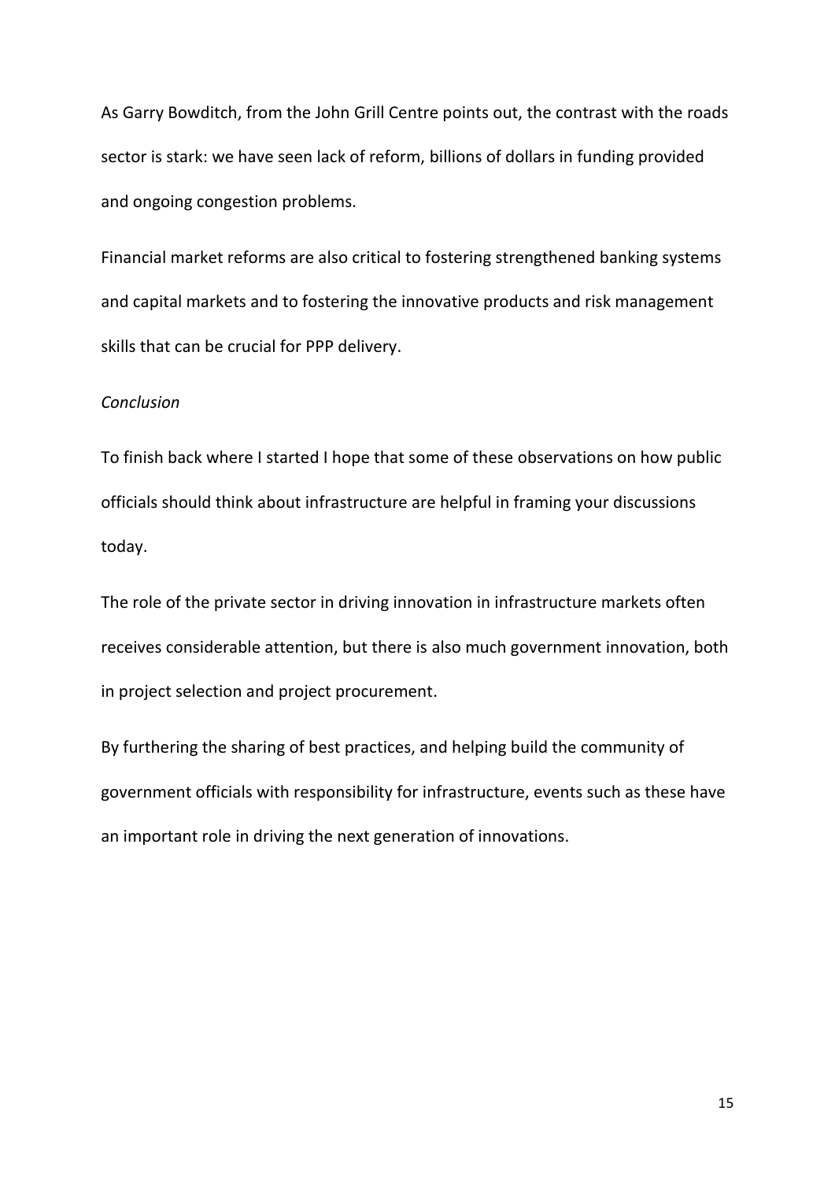As Garry Bowditch, from the John Grill Centre points out, the contrast with the roads sector is stark: we have seen lack of reform, billions of dollars in funding provided and ongoing congestion problems.

Financial market reforms are also critical to fostering strengthened banking systems and capital markets and to fostering the innovative products and risk management skills that can be crucial for PPP delivery.

*Conclusion*

To finish back where I started I hope that some of these observations on how public officials should think about infrastructure are helpful in framing your discussions today.

The role of the private sector in driving innovation in infrastructure markets often receives considerable attention, but there is also much government innovation, both in project selection and project procurement.

By furthering the sharing of best practices, and helping build the community of government officials with responsibility for infrastructure, events such as these have an important role in driving the next generation of innovations.